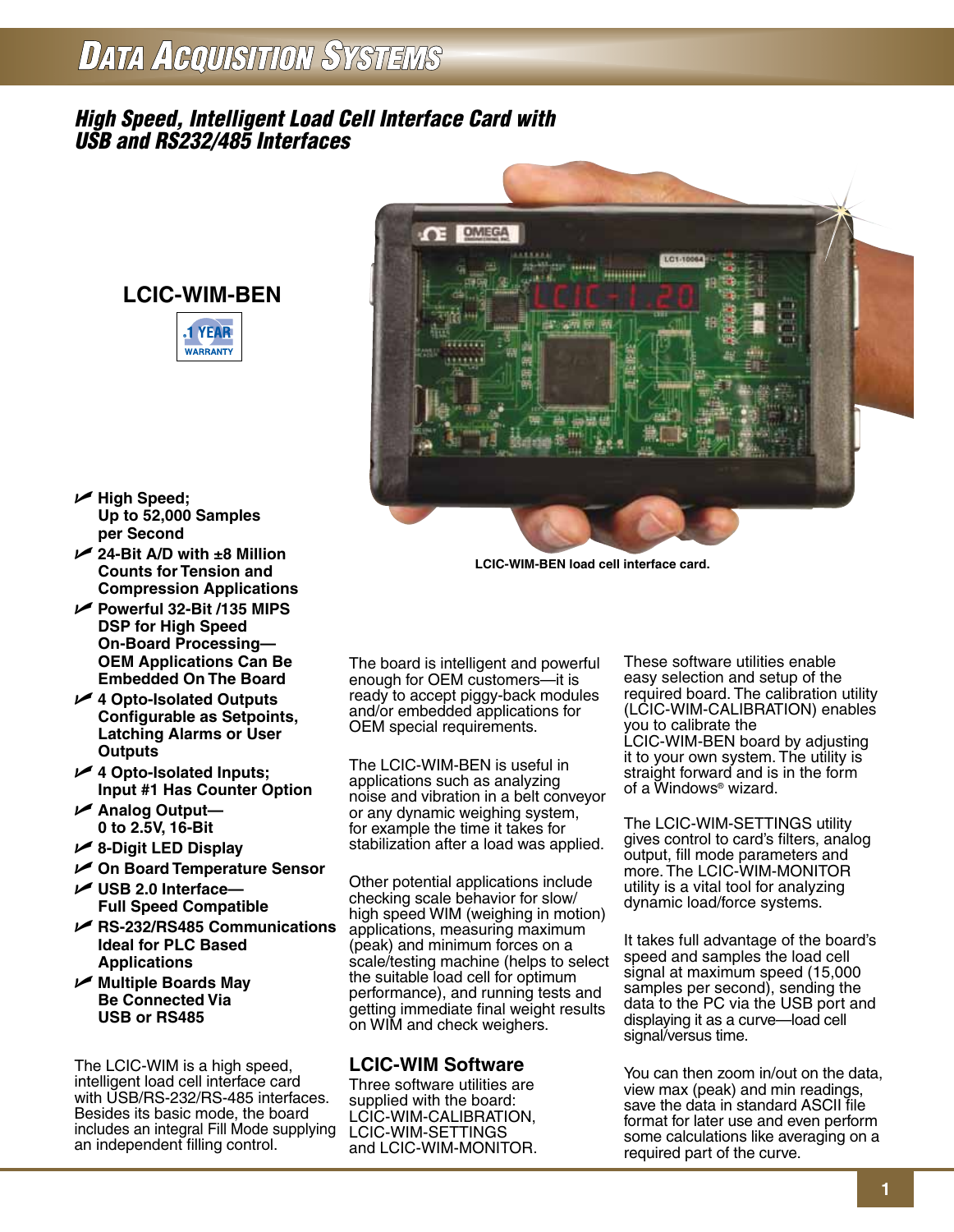# Data Acquisition Systems

## High Speed, Intelligent Load Cell Interface Card with USB and RS232/485 Interfaces

**LCIC-WIM-BEN**

1 YEAR WARRANTY

LCIC-WIM-BEN load cell interface card.

- **High Speed; Up to 52,000 Samples per Second**
- **24-Bit A/D with ±8 Million Counts for Tension and Compression Applications**
- **Powerful 32-Bit /135 MIPS DSP for High Speed On-Board Processing—OEM Applications Can Be Embedded On The Board**
- **4 Opto-Isolated Outputs Configurable as Setpoints, Latching Alarms or User Outputs**
- **4 Opto-Isolated Inputs; Input #1 Has Counter Option**
- **Analog Output—0 to 2.5V, 16-Bit**
- **8-Digit LED Display**
- **On Board Temperature Sensor**
- **USB 2.0 Interface—Full Speed Compatible**
- **RS-232/RS485 Communications Ideal for PLC Based Applications**
- **Multiple Boards May Be Connected Via USB or RS485**

The LCIC-WIM is a high speed, intelligent load cell interface card with USB/RS-232/RS-485 interfaces. Besides its basic mode, the board includes an integral Fill Mode supplying an independent filling control.

The board is intelligent and powerful enough for OEM customers—it is ready to accept piggy-back modules and/or embedded applications for OEM special requirements.

The LCIC-WIM-BEN is useful in applications such as analyzing noise and vibration in a belt conveyor or any dynamic weighing system, for example the time it takes for stabilization after a load was applied.

Other potential applications include checking scale behavior for slow/high speed WIM (weighing in motion) applications, measuring maximum (peak) and minimum forces on a scale/testing machine (helps to select the suitable load cell for optimum performance), and running tests and getting immediate final weight results on WIM and check weighers.

### LCIC-WIM Software

Three software utilities are supplied with the board: LCIC-WIM-CALIBRATION, LCIC-WIM-SETTINGS and LCIC-WIM-MONITOR.

These software utilities enable easy selection and setup of the required board. The calibration utility (LCIC-WIM-CALIBRATION) enables you to calibrate the LCIC-WIM-BEN board by adjusting it to your own system. The utility is straight forward and is in the form of a Windows® wizard.

The LCIC-WIM-SETTINGS utility gives control to card's filters, analog output, fill mode parameters and more. The LCIC-WIM-MONITOR utility is a vital tool for analyzing dynamic load/force systems.

It takes full advantage of the board's speed and samples the load cell signal at maximum speed (15,000 samples per second), sending the data to the PC via the USB port and displaying it as a curve—load cell signal/versus time.

You can then zoom in/out on the data, view max (peak) and min readings, save the data in standard ASCII file format for later use and even perform some calculations like averaging on a required part of the curve.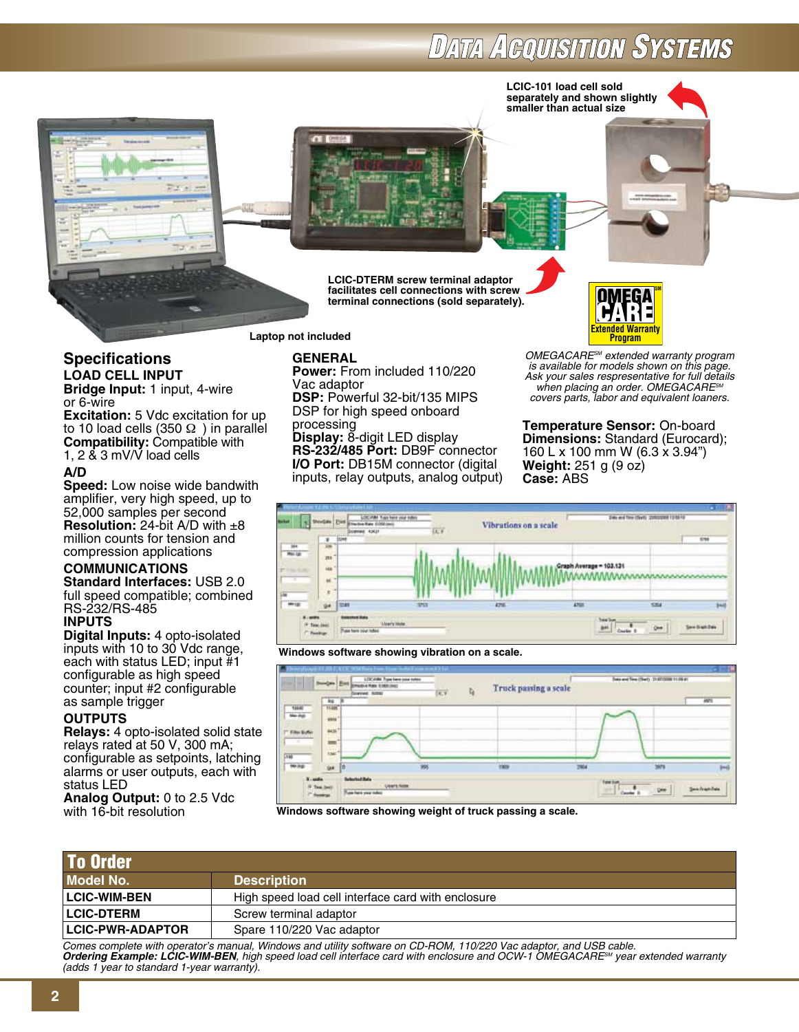LCIC-101 load cell sold separately and shown slightly smaller than actual size

LCIC-DTERM screw terminal adaptor facilitates cell connections with screw terminal connections (sold separately).

Laptop not included

## Specifications

### LOAD CELL INPUT

**Bridge Input:** 1 input, 4-wire or 6-wire
**Excitation:** 5 Vdc excitation for up to 10 load cells (350 Ω ) in parallel
**Compatibility:** Compatible with 1, 2 & 3 mV/V load cells

### A/D

**Speed:** Low noise wide bandwith amplifier, very high speed, up to 52,000 samples per second
**Resolution:** 24-bit A/D with ±8 million counts for tension and compression applications

### COMMUNICATIONS

**Standard Interfaces:** USB 2.0 full speed compatible; combined RS-232/RS-485

### INPUTS

**Digital Inputs:** 4 opto-isolated inputs with 10 to 30 Vdc range, each with status LED; input #1 configurable as high speed counter; input #2 configurable as sample trigger

### OUTPUTS

**Relays:** 4 opto-isolated solid state relays rated at 50 V, 300 mA; configurable as setpoints, latching alarms or user outputs, each with status LED
**Analog Output:** 0 to 2.5 Vdc with 16-bit resolution

### GENERAL

**Power:** From included 110/220 Vac adaptor
**DSP:** Powerful 32-bit/135 MIPS DSP for high speed onboard processing
**Display:** 8-digit LED display
**RS-232/485 Port:** DB9F connector
**I/O Port:** DB15M connector (digital inputs, relay outputs, analog output)

*OMEGACARE℠ extended warranty program is available for models shown on this page. Ask your sales representative for full details when placing an order. OMEGACARE℠ covers parts, labor and equivalent loaners.*

**Temperature Sensor:** On-board
**Dimensions:** Standard (Eurocard); 160 L x 100 mm W (6.3 x 3.94")
**Weight:** 251 g (9 oz)
**Case:** ABS

Vibrations on a scale
Graph Average = 103.131

Windows software showing vibration on a scale.

Truck passing a scale

Windows software showing weight of truck passing a scale.

## To Order

| Model No. | Description |
|---|---|
| LCIC-WIM-BEN | High speed load cell interface card with enclosure |
| LCIC-DTERM | Screw terminal adaptor |
| LCIC-PWR-ADAPTOR | Spare 110/220 Vac adaptor |

*Comes complete with operator's manual, Windows and utility software on CD-ROM, 110/220 Vac adaptor, and USB cable.*
***Ordering Example: LCIC-WIM-BEN**, high speed load cell interface card with enclosure and OCW-1 OMEGACARE℠ year extended warranty (adds 1 year to standard 1-year warranty).*